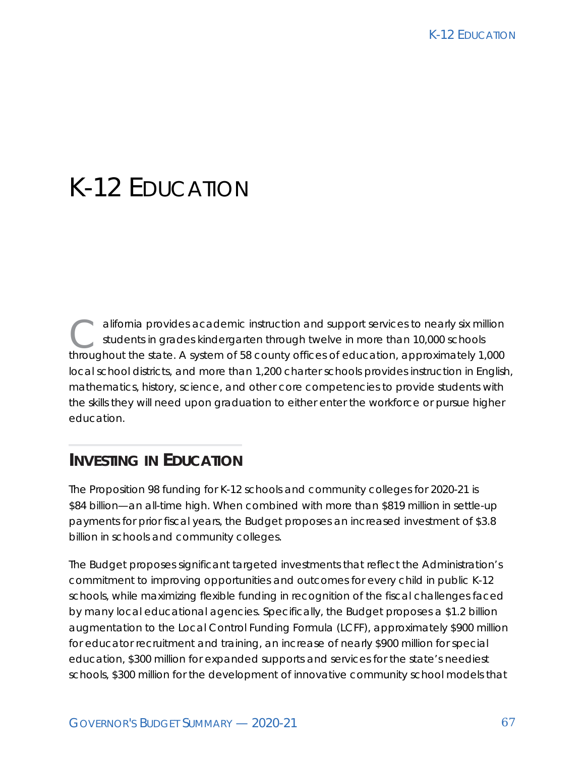# K-12 EDUCATION

California provides academic instruction and support services to nearly six million students in grades kindergarten through twelve in more than 10,000 schools throughout the state. A system of 58 county offices of education, approximately 1,000 local school districts, and more than 1,200 charter schools provides instruction in English, mathematics, history, science, and other core competencies to provide students with the skills they will need upon graduation to either enter the workforce or pursue higher education.

## INVESTING IN EDUCATION

The Proposition 98 funding for K-12 schools and community colleges for 2020-21 is $84 billion—an all-time high. When combined with more than $819 million in settle-up payments for prior fiscal years, the Budget proposes an increased investment of $3.8 billion in schools and community colleges.

The Budget proposes significant targeted investments that reflect the Administration's commitment to improving opportunities and outcomes for every child in public K-12 schools, while maximizing flexible funding in recognition of the fiscal challenges faced by many local educational agencies. Specifically, the Budget proposes a $1.2 billion augmentation to the Local Control Funding Formula (LCFF), approximately $900 million for educator recruitment and training, an increase of nearly $900 million for special education, $300 million for expanded supports and services for the state's neediest schools, $300 million for the development of innovative community school models that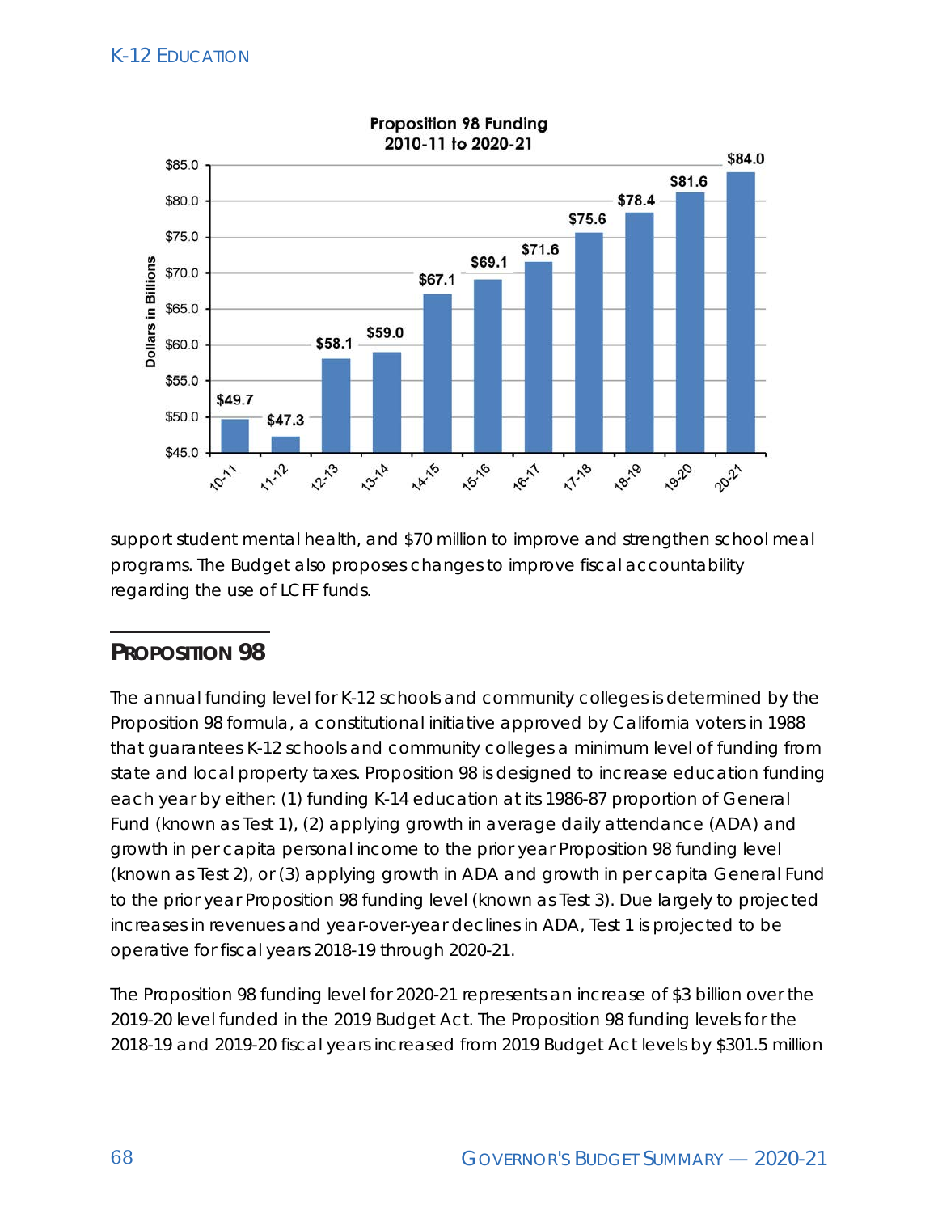**Proposition 98 Funding 2010-11 to 2020-21**

| Fiscal Year | Dollars in Billions |
|---|---|
| 10-11 | $49.7 |
| 11-12 | $47.3 |
| 12-13 | $58.1 |
| 13-14 | $59.0 |
| 14-15 | $67.1 |
| 15-16 | $69.1 |
| 16-17 | $71.6 |
| 17-18 | $75.6 |
| 18-19 | $78.4 |
| 19-20 | $81.6 |
| 20-21 | $84.0 |

support student mental health, and $70 million to improve and strengthen school meal programs. The Budget also proposes changes to improve fiscal accountability regarding the use of LCFF funds.

## PROPOSITION 98

The annual funding level for K-12 schools and community colleges is determined by the Proposition 98 formula, a constitutional initiative approved by California voters in 1988 that guarantees K-12 schools and community colleges a minimum level of funding from state and local property taxes. Proposition 98 is designed to increase education funding each year by either: (1) funding K-14 education at its 1986-87 proportion of General Fund (known as Test 1), (2) applying growth in average daily attendance (ADA) and growth in per capita personal income to the prior year Proposition 98 funding level (known as Test 2), or (3) applying growth in ADA and growth in per capita General Fund to the prior year Proposition 98 funding level (known as Test 3). Due largely to projected increases in revenues and year-over-year declines in ADA, Test 1 is projected to be operative for fiscal years 2018-19 through 2020-21.

The Proposition 98 funding level for 2020-21 represents an increase of $3 billion over the 2019-20 level funded in the 2019 Budget Act. The Proposition 98 funding levels for the 2018-19 and 2019-20 fiscal years increased from 2019 Budget Act levels by $301.5 million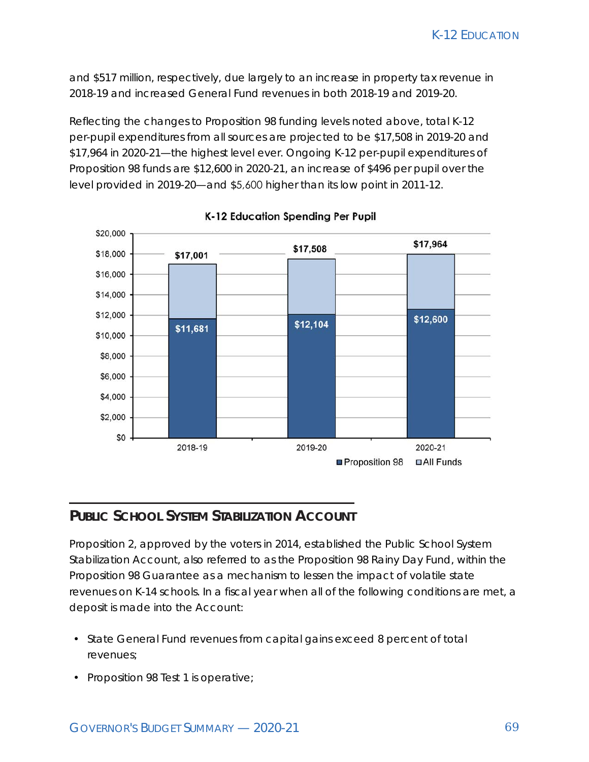and $517 million, respectively, due largely to an increase in property tax revenue in 2018-19 and increased General Fund revenues in both 2018-19 and 2019-20.

Reflecting the changes to Proposition 98 funding levels noted above, total K-12 per-pupil expenditures from all sources are projected to be $17,508 in 2019-20 and $17,964 in 2020-21—the highest level ever. Ongoing K-12 per-pupil expenditures of Proposition 98 funds are $12,600 in 2020-21, an increase of $496 per pupil over the level provided in 2019-20—and $5,600 higher than its low point in 2011-12.

**K-12 Education Spending Per Pupil**

| | 2018-19 | 2019-20 | 2020-21 |
|---|---|---|---|
| Proposition 98 | $11,681 | $12,104 | $12,600 |
| All Funds | $17,001 | $17,508 | $17,964 |

## Public School System Stabilization Account

Proposition 2, approved by the voters in 2014, established the Public School System Stabilization Account, also referred to as the Proposition 98 Rainy Day Fund, within the Proposition 98 Guarantee as a mechanism to lessen the impact of volatile state revenues on K-14 schools. In a fiscal year when all of the following conditions are met, a deposit is made into the Account:

- State General Fund revenues from capital gains exceed 8 percent of total revenues;
- Proposition 98 Test 1 is operative;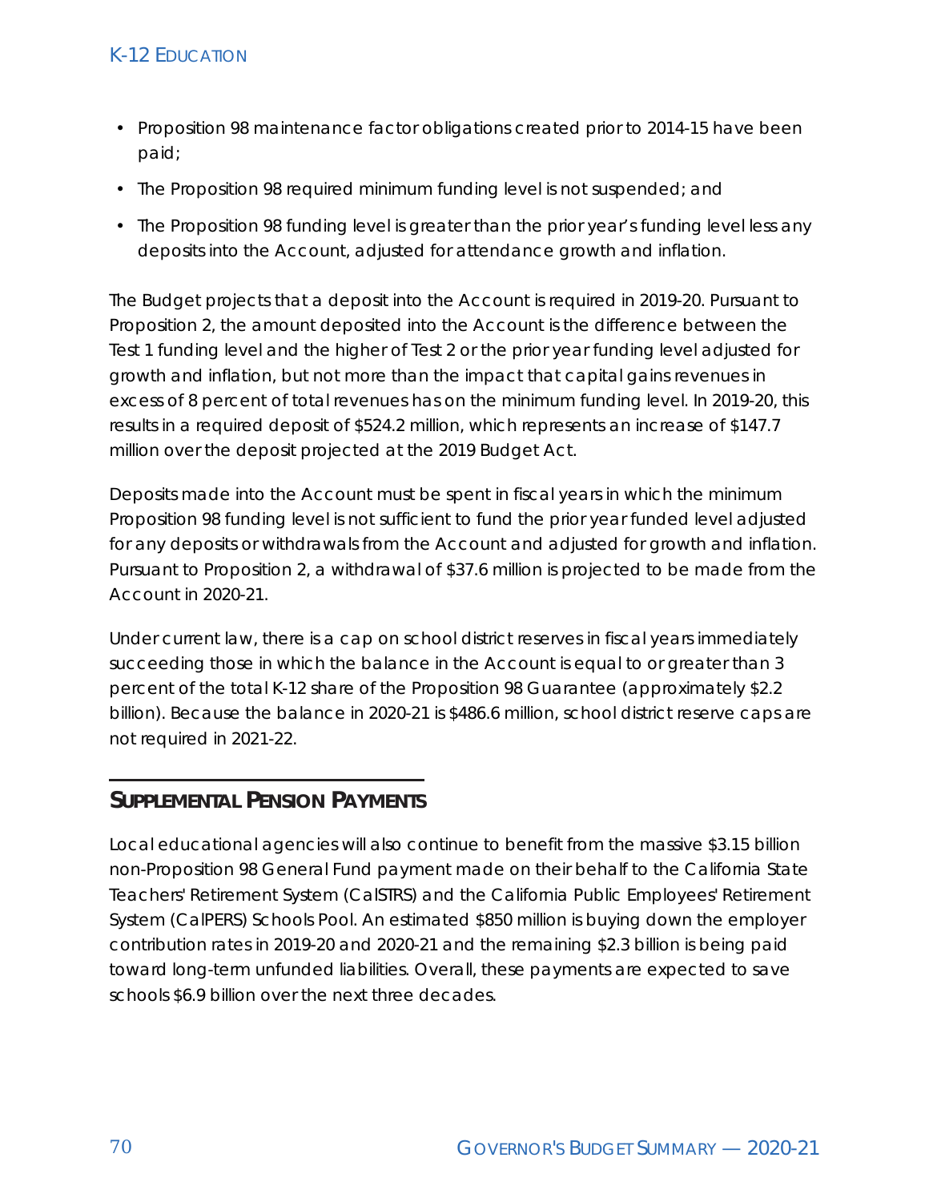- Proposition 98 maintenance factor obligations created prior to 2014-15 have been paid;
- The Proposition 98 required minimum funding level is not suspended; and
- The Proposition 98 funding level is greater than the prior year's funding level less any deposits into the Account, adjusted for attendance growth and inflation.

The Budget projects that a deposit into the Account is required in 2019-20. Pursuant to Proposition 2, the amount deposited into the Account is the difference between the Test 1 funding level and the higher of Test 2 or the prior year funding level adjusted for growth and inflation, but not more than the impact that capital gains revenues in excess of 8 percent of total revenues has on the minimum funding level. In 2019-20, this results in a required deposit of $524.2 million, which represents an increase of $147.7 million over the deposit projected at the 2019 Budget Act.

Deposits made into the Account must be spent in fiscal years in which the minimum Proposition 98 funding level is not sufficient to fund the prior year funded level adjusted for any deposits or withdrawals from the Account and adjusted for growth and inflation. Pursuant to Proposition 2, a withdrawal of $37.6 million is projected to be made from the Account in 2020-21.

Under current law, there is a cap on school district reserves in fiscal years immediately succeeding those in which the balance in the Account is equal to or greater than 3 percent of the total K-12 share of the Proposition 98 Guarantee (approximately $2.2 billion). Because the balance in 2020-21 is $486.6 million, school district reserve caps are not required in 2021-22.

## Supplemental Pension Payments

Local educational agencies will also continue to benefit from the massive $3.15 billion non-Proposition 98 General Fund payment made on their behalf to the California State Teachers' Retirement System (CalSTRS) and the California Public Employees' Retirement System (CalPERS) Schools Pool. An estimated $850 million is buying down the employer contribution rates in 2019-20 and 2020-21 and the remaining $2.3 billion is being paid toward long-term unfunded liabilities. Overall, these payments are expected to save schools $6.9 billion over the next three decades.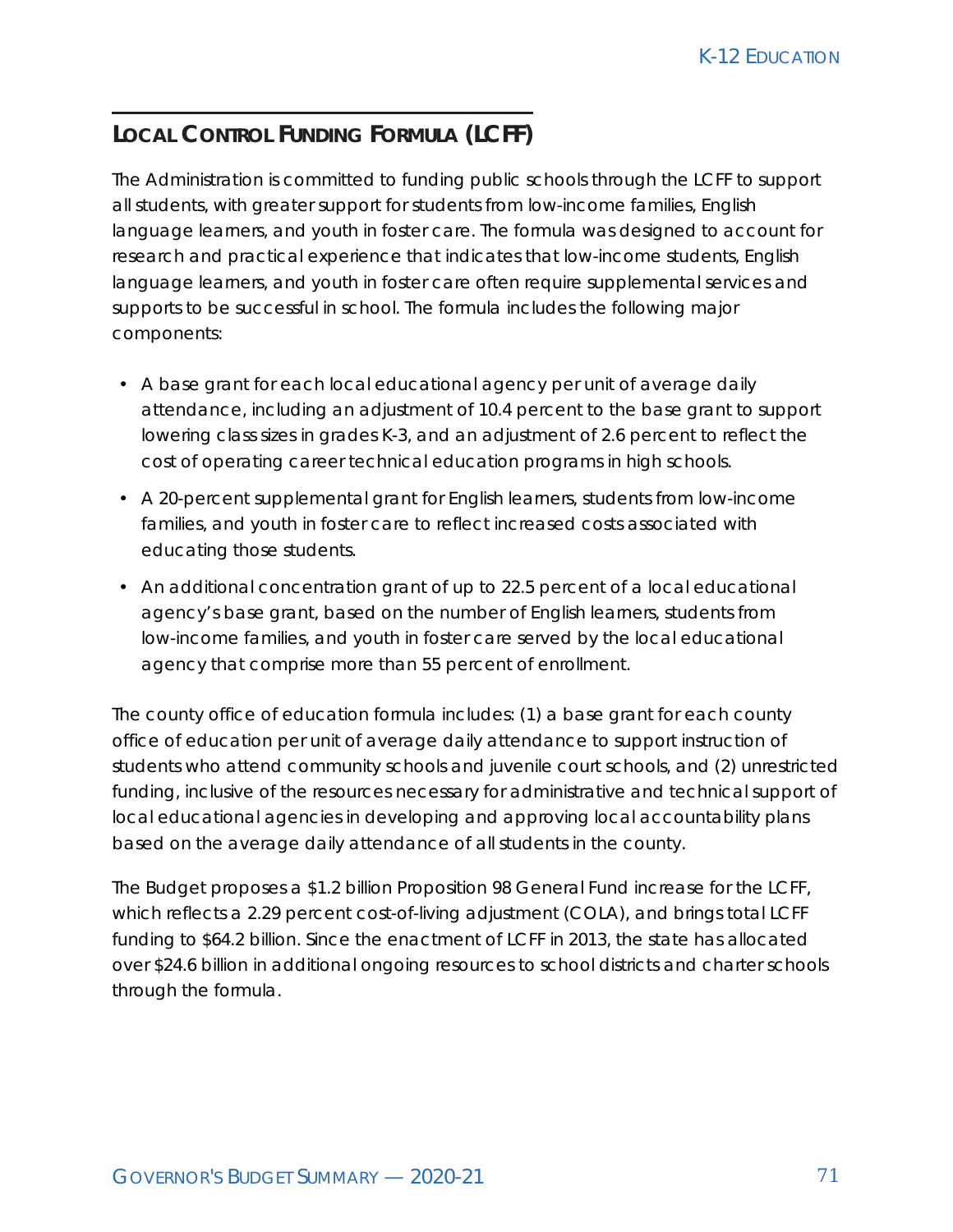## Local Control Funding Formula (LCFF)

The Administration is committed to funding public schools through the LCFF to support all students, with greater support for students from low-income families, English language learners, and youth in foster care. The formula was designed to account for research and practical experience that indicates that low-income students, English language learners, and youth in foster care often require supplemental services and supports to be successful in school. The formula includes the following major components:

- A base grant for each local educational agency per unit of average daily attendance, including an adjustment of 10.4 percent to the base grant to support lowering class sizes in grades K-3, and an adjustment of 2.6 percent to reflect the cost of operating career technical education programs in high schools.
- A 20-percent supplemental grant for English learners, students from low-income families, and youth in foster care to reflect increased costs associated with educating those students.
- An additional concentration grant of up to 22.5 percent of a local educational agency's base grant, based on the number of English learners, students from low-income families, and youth in foster care served by the local educational agency that comprise more than 55 percent of enrollment.

The county office of education formula includes: (1) a base grant for each county office of education per unit of average daily attendance to support instruction of students who attend community schools and juvenile court schools, and (2) unrestricted funding, inclusive of the resources necessary for administrative and technical support of local educational agencies in developing and approving local accountability plans based on the average daily attendance of all students in the county.

The Budget proposes a $1.2 billion Proposition 98 General Fund increase for the LCFF, which reflects a 2.29 percent cost-of-living adjustment (COLA), and brings total LCFF funding to $64.2 billion. Since the enactment of LCFF in 2013, the state has allocated over $24.6 billion in additional ongoing resources to school districts and charter schools through the formula.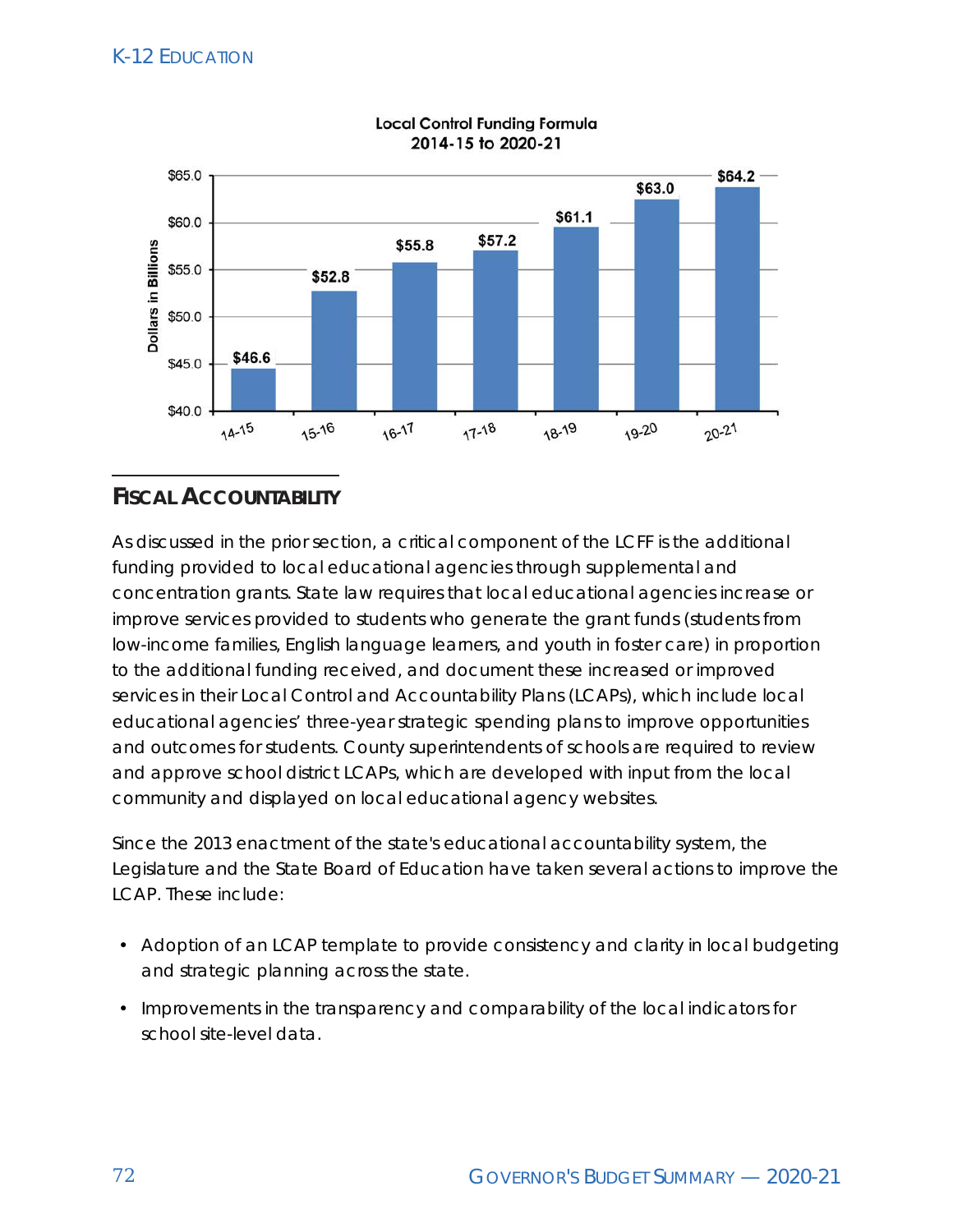**Local Control Funding Formula**
**2014-15 to 2020-21**

| Year | Dollars in Billions |
|---|---|
| 14-15 | $46.6 |
| 15-16 | $52.8 |
| 16-17 | $55.8 |
| 17-18 | $57.2 |
| 18-19 | $61.1 |
| 19-20 | $63.0 |
| 20-21 | $64.2 |

## FISCAL ACCOUNTABILITY

As discussed in the prior section, a critical component of the LCFF is the additional funding provided to local educational agencies through supplemental and concentration grants. State law requires that local educational agencies increase or improve services provided to students who generate the grant funds (students from low-income families, English language learners, and youth in foster care) in proportion to the additional funding received, and document these increased or improved services in their Local Control and Accountability Plans (LCAPs), which include local educational agencies' three-year strategic spending plans to improve opportunities and outcomes for students. County superintendents of schools are required to review and approve school district LCAPs, which are developed with input from the local community and displayed on local educational agency websites.

Since the 2013 enactment of the state's educational accountability system, the Legislature and the State Board of Education have taken several actions to improve the LCAP. These include:

- Adoption of an LCAP template to provide consistency and clarity in local budgeting and strategic planning across the state.
- Improvements in the transparency and comparability of the local indicators for school site-level data.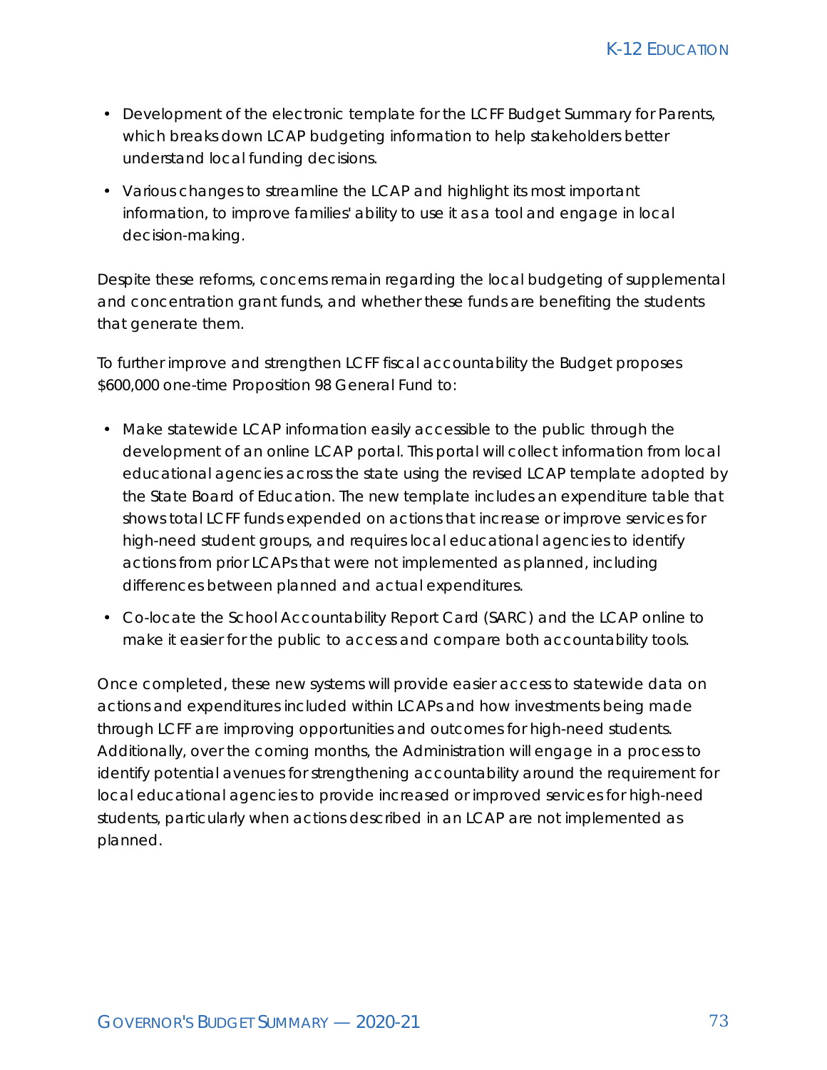- Development of the electronic template for the LCFF Budget Summary for Parents, which breaks down LCAP budgeting information to help stakeholders better understand local funding decisions.
- Various changes to streamline the LCAP and highlight its most important information, to improve families' ability to use it as a tool and engage in local decision-making.

Despite these reforms, concerns remain regarding the local budgeting of supplemental and concentration grant funds, and whether these funds are benefiting the students that generate them.

To further improve and strengthen LCFF fiscal accountability the Budget proposes $600,000 one-time Proposition 98 General Fund to:

- Make statewide LCAP information easily accessible to the public through the development of an online LCAP portal. This portal will collect information from local educational agencies across the state using the revised LCAP template adopted by the State Board of Education. The new template includes an expenditure table that shows total LCFF funds expended on actions that increase or improve services for high-need student groups, and requires local educational agencies to identify actions from prior LCAPs that were not implemented as planned, including differences between planned and actual expenditures.
- Co-locate the School Accountability Report Card (SARC) and the LCAP online to make it easier for the public to access and compare both accountability tools.

Once completed, these new systems will provide easier access to statewide data on actions and expenditures included within LCAPs and how investments being made through LCFF are improving opportunities and outcomes for high-need students. Additionally, over the coming months, the Administration will engage in a process to identify potential avenues for strengthening accountability around the requirement for local educational agencies to provide increased or improved services for high-need students, particularly when actions described in an LCAP are not implemented as planned.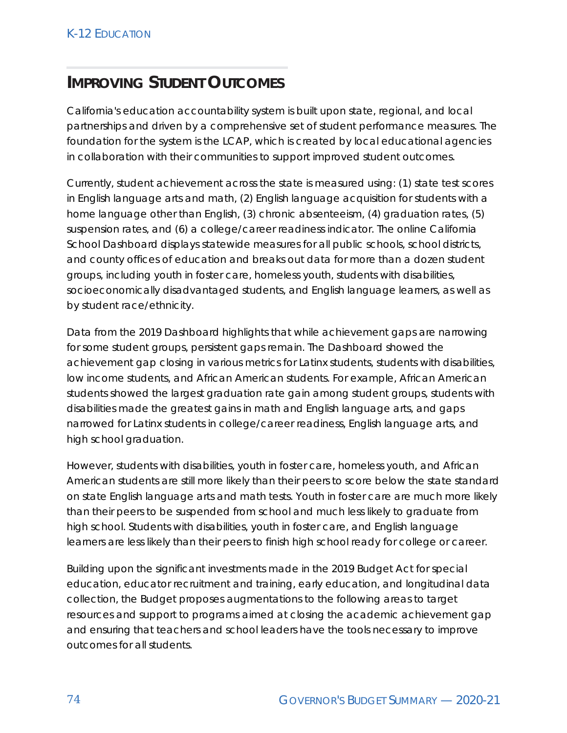## Improving Student Outcomes

California's education accountability system is built upon state, regional, and local partnerships and driven by a comprehensive set of student performance measures. The foundation for the system is the LCAP, which is created by local educational agencies in collaboration with their communities to support improved student outcomes.

Currently, student achievement across the state is measured using: (1) state test scores in English language arts and math, (2) English language acquisition for students with a home language other than English, (3) chronic absenteeism, (4) graduation rates, (5) suspension rates, and (6) a college/career readiness indicator. The online California School Dashboard displays statewide measures for all public schools, school districts, and county offices of education and breaks out data for more than a dozen student groups, including youth in foster care, homeless youth, students with disabilities, socioeconomically disadvantaged students, and English language learners, as well as by student race/ethnicity.

Data from the 2019 Dashboard highlights that while achievement gaps are narrowing for some student groups, persistent gaps remain. The Dashboard showed the achievement gap closing in various metrics for Latinx students, students with disabilities, low income students, and African American students. For example, African American students showed the largest graduation rate gain among student groups, students with disabilities made the greatest gains in math and English language arts, and gaps narrowed for Latinx students in college/career readiness, English language arts, and high school graduation.

However, students with disabilities, youth in foster care, homeless youth, and African American students are still more likely than their peers to score below the state standard on state English language arts and math tests. Youth in foster care are much more likely than their peers to be suspended from school and much less likely to graduate from high school. Students with disabilities, youth in foster care, and English language learners are less likely than their peers to finish high school ready for college or career.

Building upon the significant investments made in the 2019 Budget Act for special education, educator recruitment and training, early education, and longitudinal data collection, the Budget proposes augmentations to the following areas to target resources and support to programs aimed at closing the academic achievement gap and ensuring that teachers and school leaders have the tools necessary to improve outcomes for all students.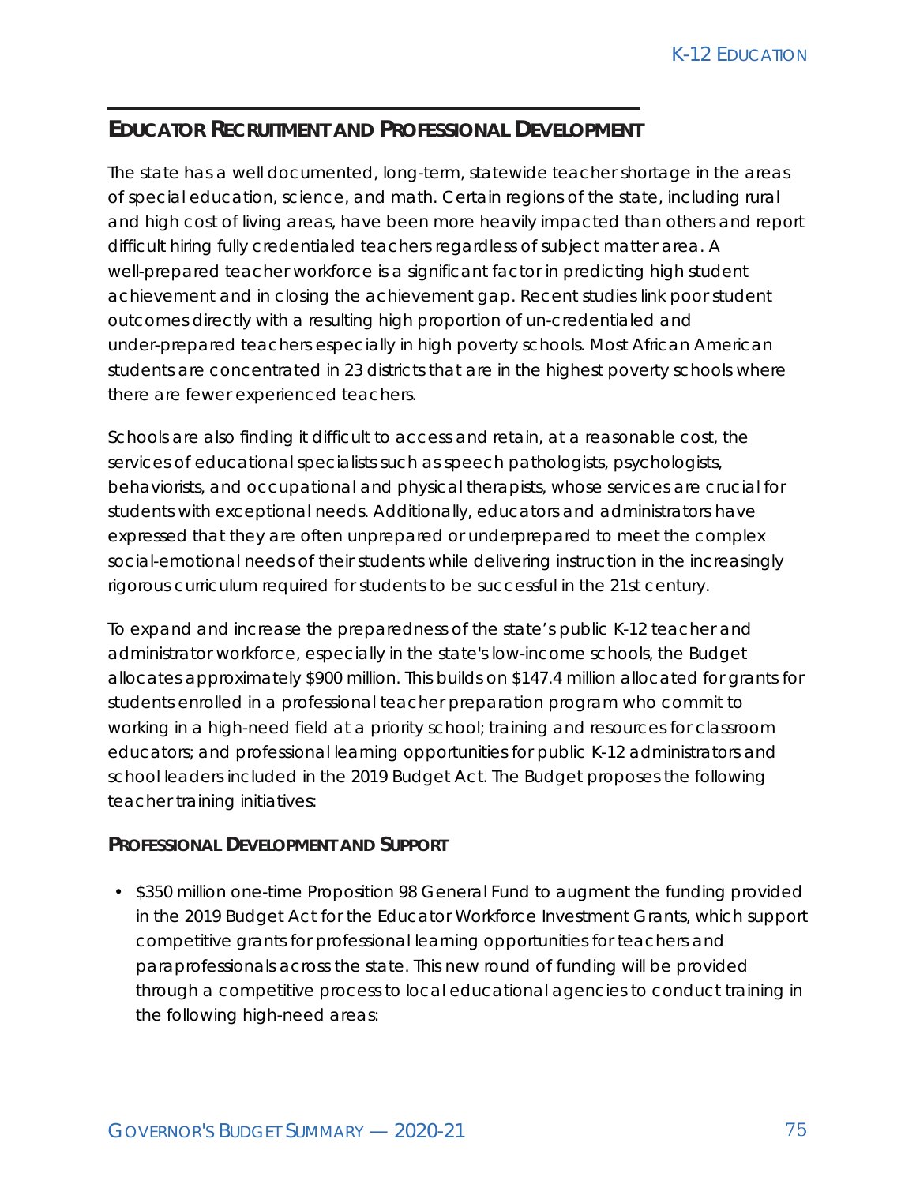## Educator Recruitment and Professional Development

The state has a well documented, long-term, statewide teacher shortage in the areas of special education, science, and math. Certain regions of the state, including rural and high cost of living areas, have been more heavily impacted than others and report difficult hiring fully credentialed teachers regardless of subject matter area. A well-prepared teacher workforce is a significant factor in predicting high student achievement and in closing the achievement gap. Recent studies link poor student outcomes directly with a resulting high proportion of un-credentialed and under-prepared teachers especially in high poverty schools. Most African American students are concentrated in 23 districts that are in the highest poverty schools where there are fewer experienced teachers.

Schools are also finding it difficult to access and retain, at a reasonable cost, the services of educational specialists such as speech pathologists, psychologists, behaviorists, and occupational and physical therapists, whose services are crucial for students with exceptional needs. Additionally, educators and administrators have expressed that they are often unprepared or underprepared to meet the complex social-emotional needs of their students while delivering instruction in the increasingly rigorous curriculum required for students to be successful in the 21st century.

To expand and increase the preparedness of the state's public K-12 teacher and administrator workforce, especially in the state's low-income schools, the Budget allocates approximately $900 million. This builds on $147.4 million allocated for grants for students enrolled in a professional teacher preparation program who commit to working in a high-need field at a priority school; training and resources for classroom educators; and professional learning opportunities for public K-12 administrators and school leaders included in the 2019 Budget Act. The Budget proposes the following teacher training initiatives:

### Professional Development and Support

- $350 million one-time Proposition 98 General Fund to augment the funding provided in the 2019 Budget Act for the Educator Workforce Investment Grants, which support competitive grants for professional learning opportunities for teachers and paraprofessionals across the state. This new round of funding will be provided through a competitive process to local educational agencies to conduct training in the following high-need areas: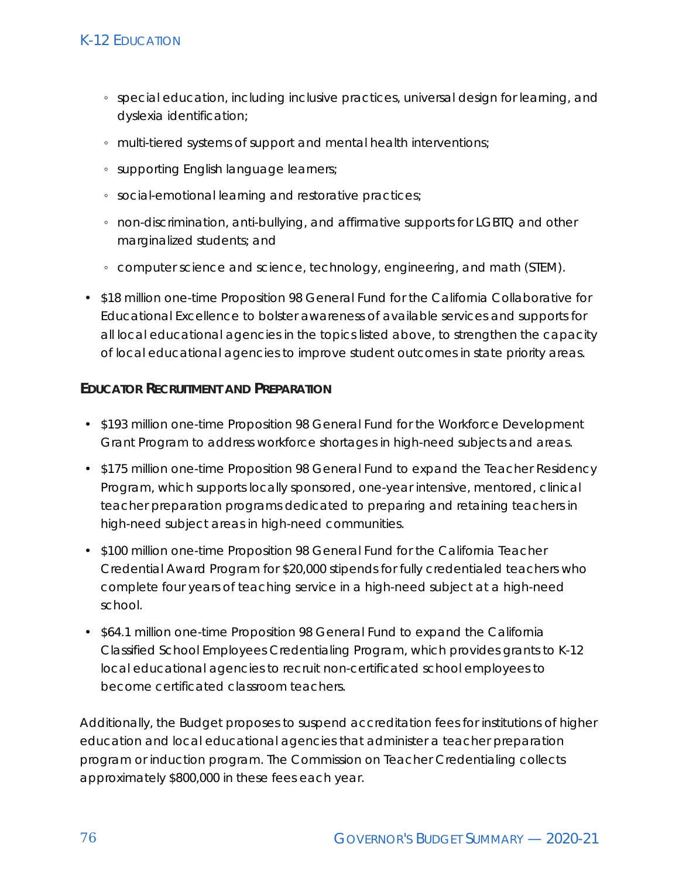- special education, including inclusive practices, universal design for learning, and dyslexia identification;
- multi-tiered systems of support and mental health interventions;
- supporting English language learners;
- social-emotional learning and restorative practices;
- non-discrimination, anti-bullying, and affirmative supports for LGBTQ and other marginalized students; and
- computer science and science, technology, engineering, and math (STEM).

- $18 million one-time Proposition 98 General Fund for the California Collaborative for Educational Excellence to bolster awareness of available services and supports for all local educational agencies in the topics listed above, to strengthen the capacity of local educational agencies to improve student outcomes in state priority areas.

### Educator Recruitment and Preparation

- $193 million one-time Proposition 98 General Fund for the Workforce Development Grant Program to address workforce shortages in high-need subjects and areas.
- $175 million one-time Proposition 98 General Fund to expand the Teacher Residency Program, which supports locally sponsored, one-year intensive, mentored, clinical teacher preparation programs dedicated to preparing and retaining teachers in high-need subject areas in high-need communities.
- $100 million one-time Proposition 98 General Fund for the California Teacher Credential Award Program for $20,000 stipends for fully credentialed teachers who complete four years of teaching service in a high-need subject at a high-need school.
- $64.1 million one-time Proposition 98 General Fund to expand the California Classified School Employees Credentialing Program, which provides grants to K-12 local educational agencies to recruit non-certificated school employees to become certificated classroom teachers.

Additionally, the Budget proposes to suspend accreditation fees for institutions of higher education and local educational agencies that administer a teacher preparation program or induction program. The Commission on Teacher Credentialing collects approximately $800,000 in these fees each year.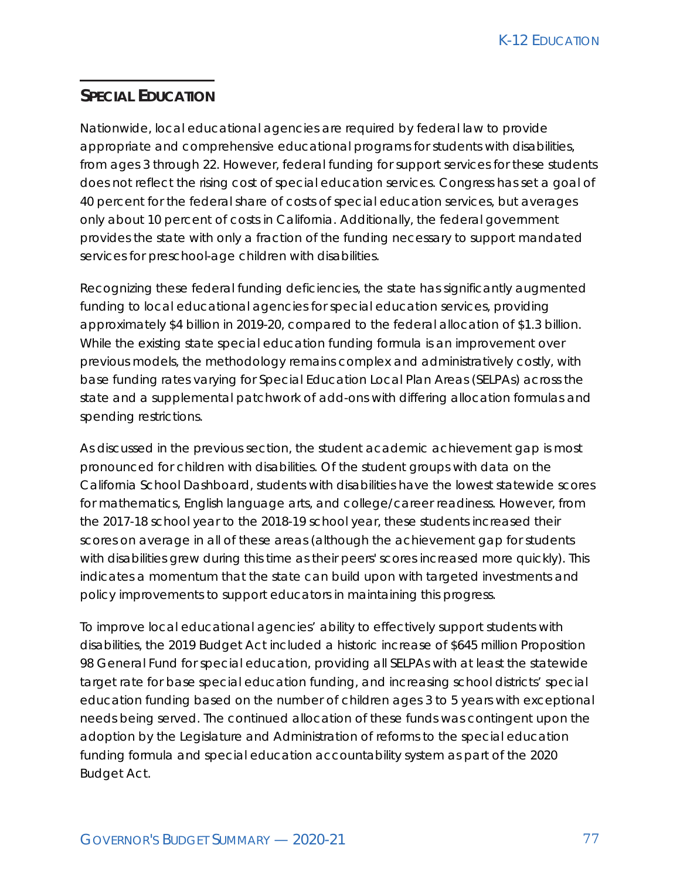## SPECIAL EDUCATION

Nationwide, local educational agencies are required by federal law to provide appropriate and comprehensive educational programs for students with disabilities, from ages 3 through 22. However, federal funding for support services for these students does not reflect the rising cost of special education services. Congress has set a goal of 40 percent for the federal share of costs of special education services, but averages only about 10 percent of costs in California. Additionally, the federal government provides the state with only a fraction of the funding necessary to support mandated services for preschool-age children with disabilities.

Recognizing these federal funding deficiencies, the state has significantly augmented funding to local educational agencies for special education services, providing approximately $4 billion in 2019-20, compared to the federal allocation of $1.3 billion. While the existing state special education funding formula is an improvement over previous models, the methodology remains complex and administratively costly, with base funding rates varying for Special Education Local Plan Areas (SELPAs) across the state and a supplemental patchwork of add-ons with differing allocation formulas and spending restrictions.

As discussed in the previous section, the student academic achievement gap is most pronounced for children with disabilities. Of the student groups with data on the California School Dashboard, students with disabilities have the lowest statewide scores for mathematics, English language arts, and college/career readiness. However, from the 2017-18 school year to the 2018-19 school year, these students increased their scores on average in all of these areas (although the achievement gap for students with disabilities grew during this time as their peers' scores increased more quickly). This indicates a momentum that the state can build upon with targeted investments and policy improvements to support educators in maintaining this progress.

To improve local educational agencies' ability to effectively support students with disabilities, the 2019 Budget Act included a historic increase of $645 million Proposition 98 General Fund for special education, providing all SELPAs with at least the statewide target rate for base special education funding, and increasing school districts' special education funding based on the number of children ages 3 to 5 years with exceptional needs being served. The continued allocation of these funds was contingent upon the adoption by the Legislature and Administration of reforms to the special education funding formula and special education accountability system as part of the 2020 Budget Act.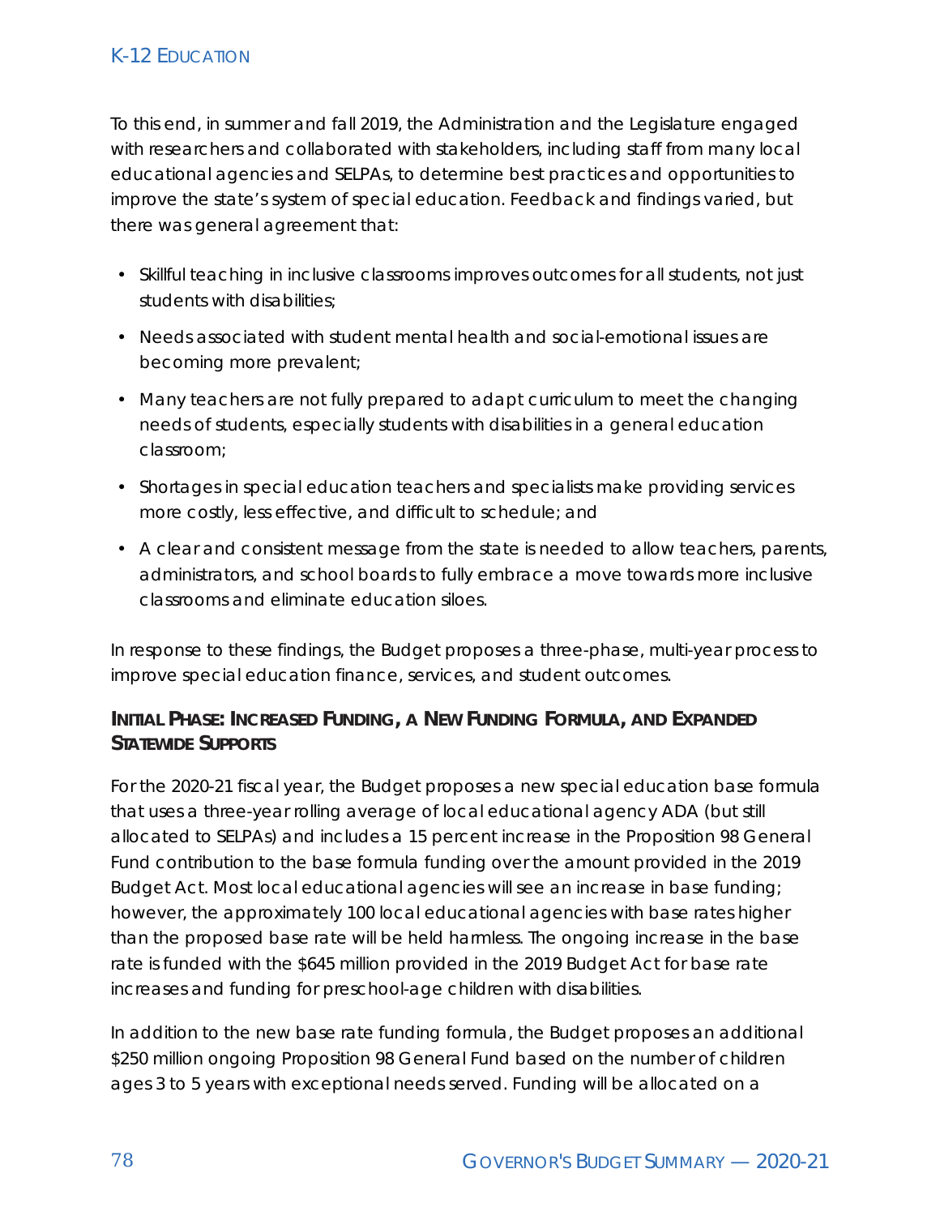To this end, in summer and fall 2019, the Administration and the Legislature engaged with researchers and collaborated with stakeholders, including staff from many local educational agencies and SELPAs, to determine best practices and opportunities to improve the state's system of special education. Feedback and findings varied, but there was general agreement that:

- Skillful teaching in inclusive classrooms improves outcomes for all students, not just students with disabilities;
- Needs associated with student mental health and social-emotional issues are becoming more prevalent;
- Many teachers are not fully prepared to adapt curriculum to meet the changing needs of students, especially students with disabilities in a general education classroom;
- Shortages in special education teachers and specialists make providing services more costly, less effective, and difficult to schedule; and
- A clear and consistent message from the state is needed to allow teachers, parents, administrators, and school boards to fully embrace a move towards more inclusive classrooms and eliminate education siloes.

In response to these findings, the Budget proposes a three-phase, multi-year process to improve special education finance, services, and student outcomes.

### Initial Phase: Increased Funding, a New Funding Formula, and Expanded Statewide Supports

For the 2020-21 fiscal year, the Budget proposes a new special education base formula that uses a three-year rolling average of local educational agency ADA (but still allocated to SELPAs) and includes a 15 percent increase in the Proposition 98 General Fund contribution to the base formula funding over the amount provided in the 2019 Budget Act. Most local educational agencies will see an increase in base funding; however, the approximately 100 local educational agencies with base rates higher than the proposed base rate will be held harmless. The ongoing increase in the base rate is funded with the $645 million provided in the 2019 Budget Act for base rate increases and funding for preschool-age children with disabilities.

In addition to the new base rate funding formula, the Budget proposes an additional $250 million ongoing Proposition 98 General Fund based on the number of children ages 3 to 5 years with exceptional needs served. Funding will be allocated on a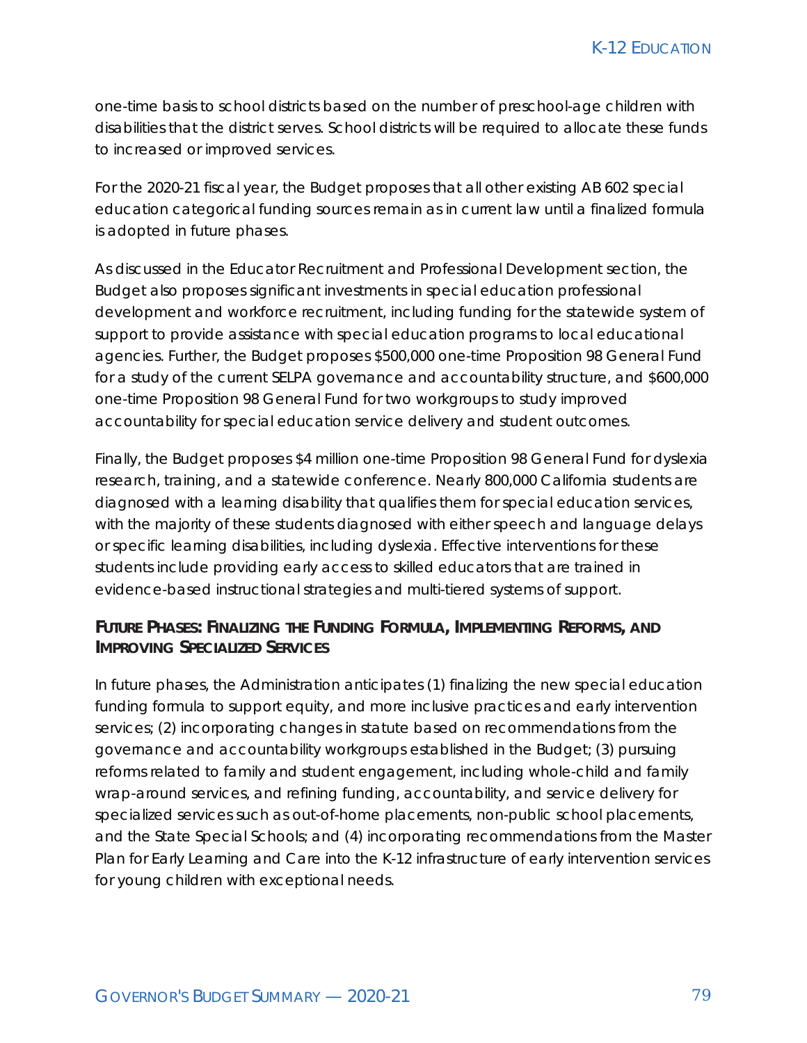one-time basis to school districts based on the number of preschool-age children with disabilities that the district serves. School districts will be required to allocate these funds to increased or improved services.

For the 2020-21 fiscal year, the Budget proposes that all other existing AB 602 special education categorical funding sources remain as in current law until a finalized formula is adopted in future phases.

As discussed in the Educator Recruitment and Professional Development section, the Budget also proposes significant investments in special education professional development and workforce recruitment, including funding for the statewide system of support to provide assistance with special education programs to local educational agencies. Further, the Budget proposes $500,000 one-time Proposition 98 General Fund for a study of the current SELPA governance and accountability structure, and $600,000 one-time Proposition 98 General Fund for two workgroups to study improved accountability for special education service delivery and student outcomes.

Finally, the Budget proposes $4 million one-time Proposition 98 General Fund for dyslexia research, training, and a statewide conference. Nearly 800,000 California students are diagnosed with a learning disability that qualifies them for special education services, with the majority of these students diagnosed with either speech and language delays or specific learning disabilities, including dyslexia. Effective interventions for these students include providing early access to skilled educators that are trained in evidence-based instructional strategies and multi-tiered systems of support.

### Future Phases: Finalizing the Funding Formula, Implementing Reforms, and Improving Specialized Services

In future phases, the Administration anticipates (1) finalizing the new special education funding formula to support equity, and more inclusive practices and early intervention services; (2) incorporating changes in statute based on recommendations from the governance and accountability workgroups established in the Budget; (3) pursuing reforms related to family and student engagement, including whole-child and family wrap-around services, and refining funding, accountability, and service delivery for specialized services such as out-of-home placements, non-public school placements, and the State Special Schools; and (4) incorporating recommendations from the Master Plan for Early Learning and Care into the K-12 infrastructure of early intervention services for young children with exceptional needs.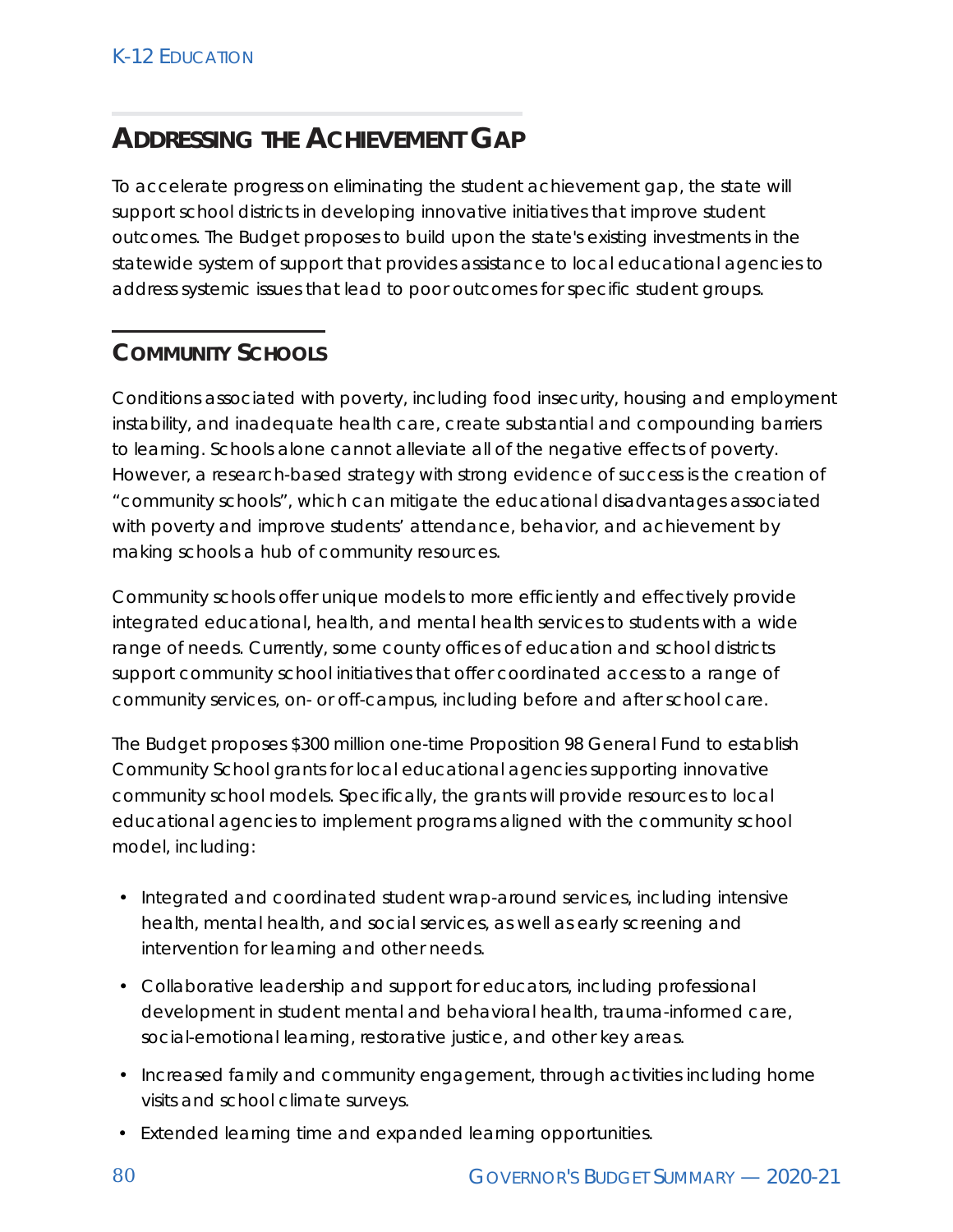## ADDRESSING THE ACHIEVEMENT GAP

To accelerate progress on eliminating the student achievement gap, the state will support school districts in developing innovative initiatives that improve student outcomes. The Budget proposes to build upon the state's existing investments in the statewide system of support that provides assistance to local educational agencies to address systemic issues that lead to poor outcomes for specific student groups.

### COMMUNITY SCHOOLS

Conditions associated with poverty, including food insecurity, housing and employment instability, and inadequate health care, create substantial and compounding barriers to learning. Schools alone cannot alleviate all of the negative effects of poverty. However, a research-based strategy with strong evidence of success is the creation of "community schools", which can mitigate the educational disadvantages associated with poverty and improve students' attendance, behavior, and achievement by making schools a hub of community resources.

Community schools offer unique models to more efficiently and effectively provide integrated educational, health, and mental health services to students with a wide range of needs. Currently, some county offices of education and school districts support community school initiatives that offer coordinated access to a range of community services, on- or off-campus, including before and after school care.

The Budget proposes $300 million one-time Proposition 98 General Fund to establish Community School grants for local educational agencies supporting innovative community school models. Specifically, the grants will provide resources to local educational agencies to implement programs aligned with the community school model, including:

- Integrated and coordinated student wrap-around services, including intensive health, mental health, and social services, as well as early screening and intervention for learning and other needs.
- Collaborative leadership and support for educators, including professional development in student mental and behavioral health, trauma-informed care, social-emotional learning, restorative justice, and other key areas.
- Increased family and community engagement, through activities including home visits and school climate surveys.
- Extended learning time and expanded learning opportunities.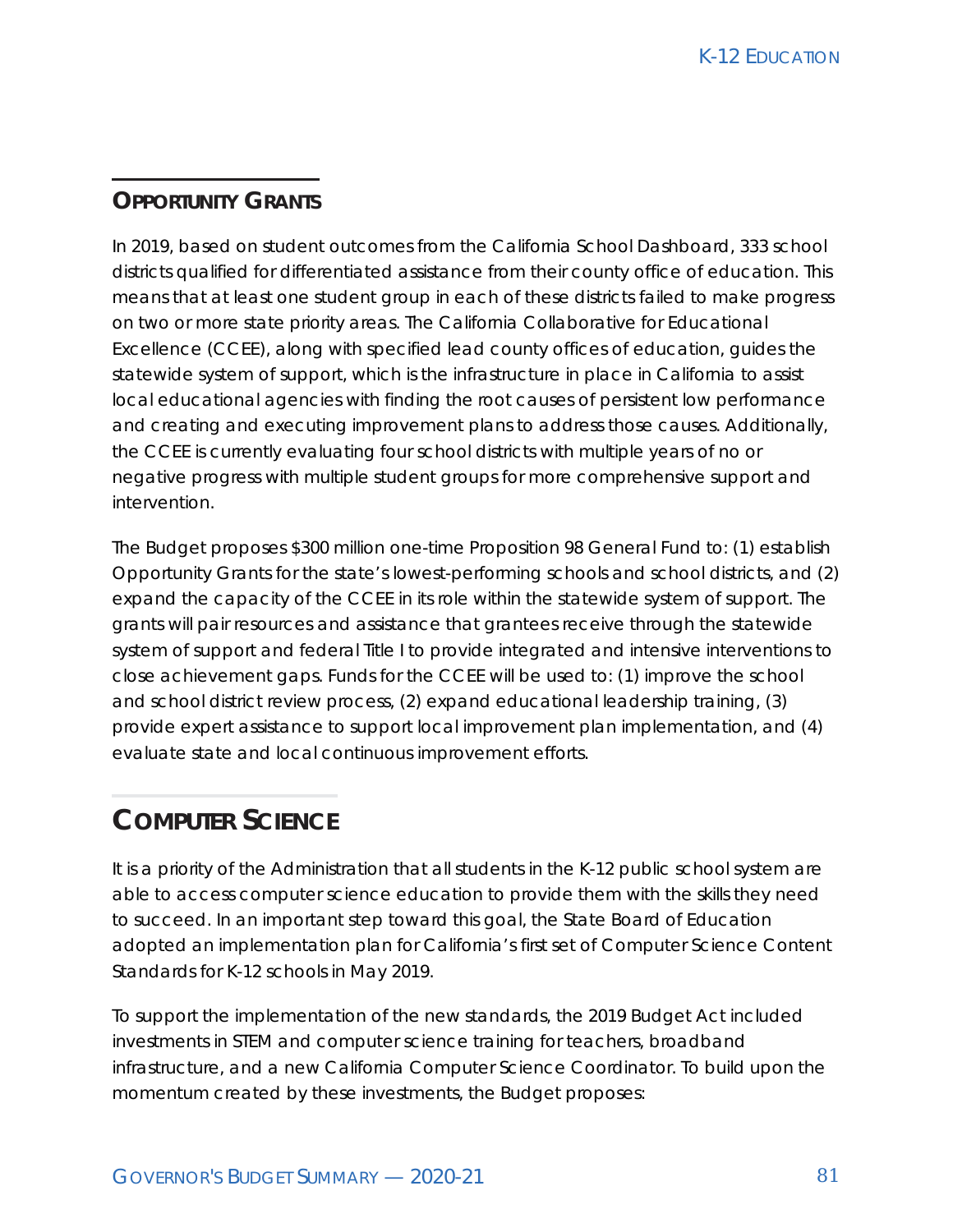### Opportunity Grants

In 2019, based on student outcomes from the California School Dashboard, 333 school districts qualified for differentiated assistance from their county office of education. This means that at least one student group in each of these districts failed to make progress on two or more state priority areas. The California Collaborative for Educational Excellence (CCEE), along with specified lead county offices of education, guides the statewide system of support, which is the infrastructure in place in California to assist local educational agencies with finding the root causes of persistent low performance and creating and executing improvement plans to address those causes. Additionally, the CCEE is currently evaluating four school districts with multiple years of no or negative progress with multiple student groups for more comprehensive support and intervention.

The Budget proposes $300 million one-time Proposition 98 General Fund to: (1) establish Opportunity Grants for the state's lowest-performing schools and school districts, and (2) expand the capacity of the CCEE in its role within the statewide system of support. The grants will pair resources and assistance that grantees receive through the statewide system of support and federal Title I to provide integrated and intensive interventions to close achievement gaps. Funds for the CCEE will be used to: (1) improve the school and school district review process, (2) expand educational leadership training, (3) provide expert assistance to support local improvement plan implementation, and (4) evaluate state and local continuous improvement efforts.

## Computer Science

It is a priority of the Administration that all students in the K-12 public school system are able to access computer science education to provide them with the skills they need to succeed. In an important step toward this goal, the State Board of Education adopted an implementation plan for California's first set of Computer Science Content Standards for K-12 schools in May 2019.

To support the implementation of the new standards, the 2019 Budget Act included investments in STEM and computer science training for teachers, broadband infrastructure, and a new California Computer Science Coordinator. To build upon the momentum created by these investments, the Budget proposes: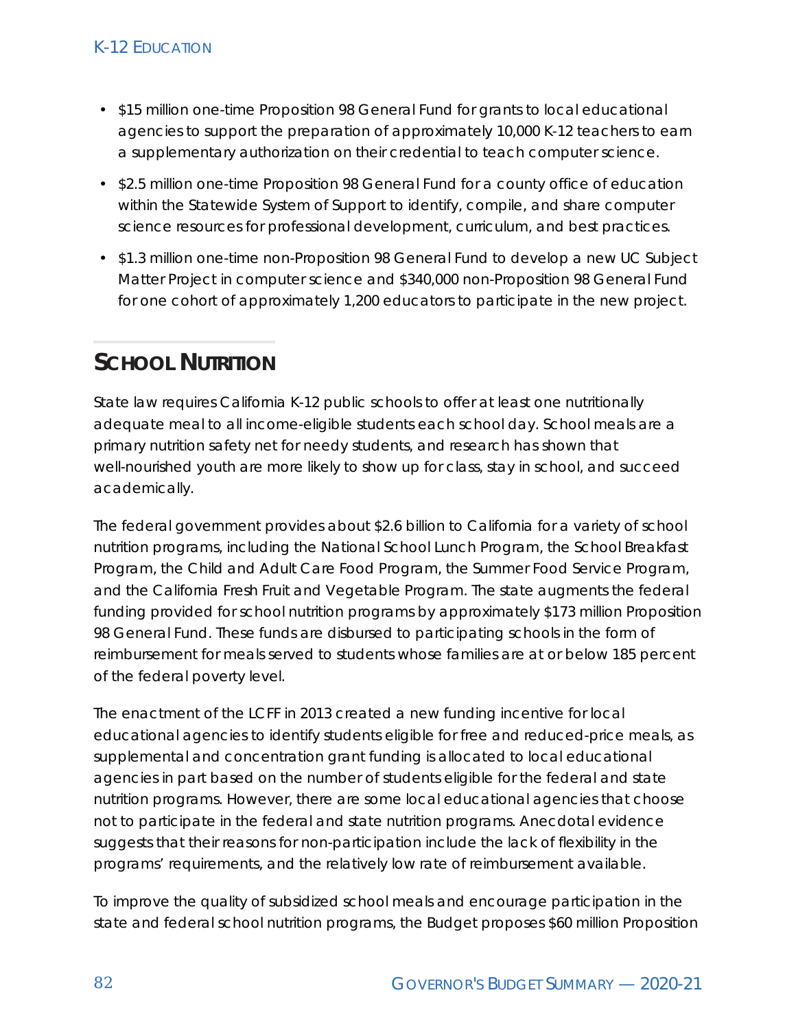- $15 million one-time Proposition 98 General Fund for grants to local educational agencies to support the preparation of approximately 10,000 K-12 teachers to earn a supplementary authorization on their credential to teach computer science.
- $2.5 million one-time Proposition 98 General Fund for a county office of education within the Statewide System of Support to identify, compile, and share computer science resources for professional development, curriculum, and best practices.
- $1.3 million one-time non-Proposition 98 General Fund to develop a new UC Subject Matter Project in computer science and $340,000 non-Proposition 98 General Fund for one cohort of approximately 1,200 educators to participate in the new project.

## SCHOOL NUTRITION

State law requires California K-12 public schools to offer at least one nutritionally adequate meal to all income-eligible students each school day. School meals are a primary nutrition safety net for needy students, and research has shown that well-nourished youth are more likely to show up for class, stay in school, and succeed academically.

The federal government provides about $2.6 billion to California for a variety of school nutrition programs, including the National School Lunch Program, the School Breakfast Program, the Child and Adult Care Food Program, the Summer Food Service Program, and the California Fresh Fruit and Vegetable Program. The state augments the federal funding provided for school nutrition programs by approximately $173 million Proposition 98 General Fund. These funds are disbursed to participating schools in the form of reimbursement for meals served to students whose families are at or below 185 percent of the federal poverty level.

The enactment of the LCFF in 2013 created a new funding incentive for local educational agencies to identify students eligible for free and reduced-price meals, as supplemental and concentration grant funding is allocated to local educational agencies in part based on the number of students eligible for the federal and state nutrition programs. However, there are some local educational agencies that choose not to participate in the federal and state nutrition programs. Anecdotal evidence suggests that their reasons for non-participation include the lack of flexibility in the programs' requirements, and the relatively low rate of reimbursement available.

To improve the quality of subsidized school meals and encourage participation in the state and federal school nutrition programs, the Budget proposes $60 million Proposition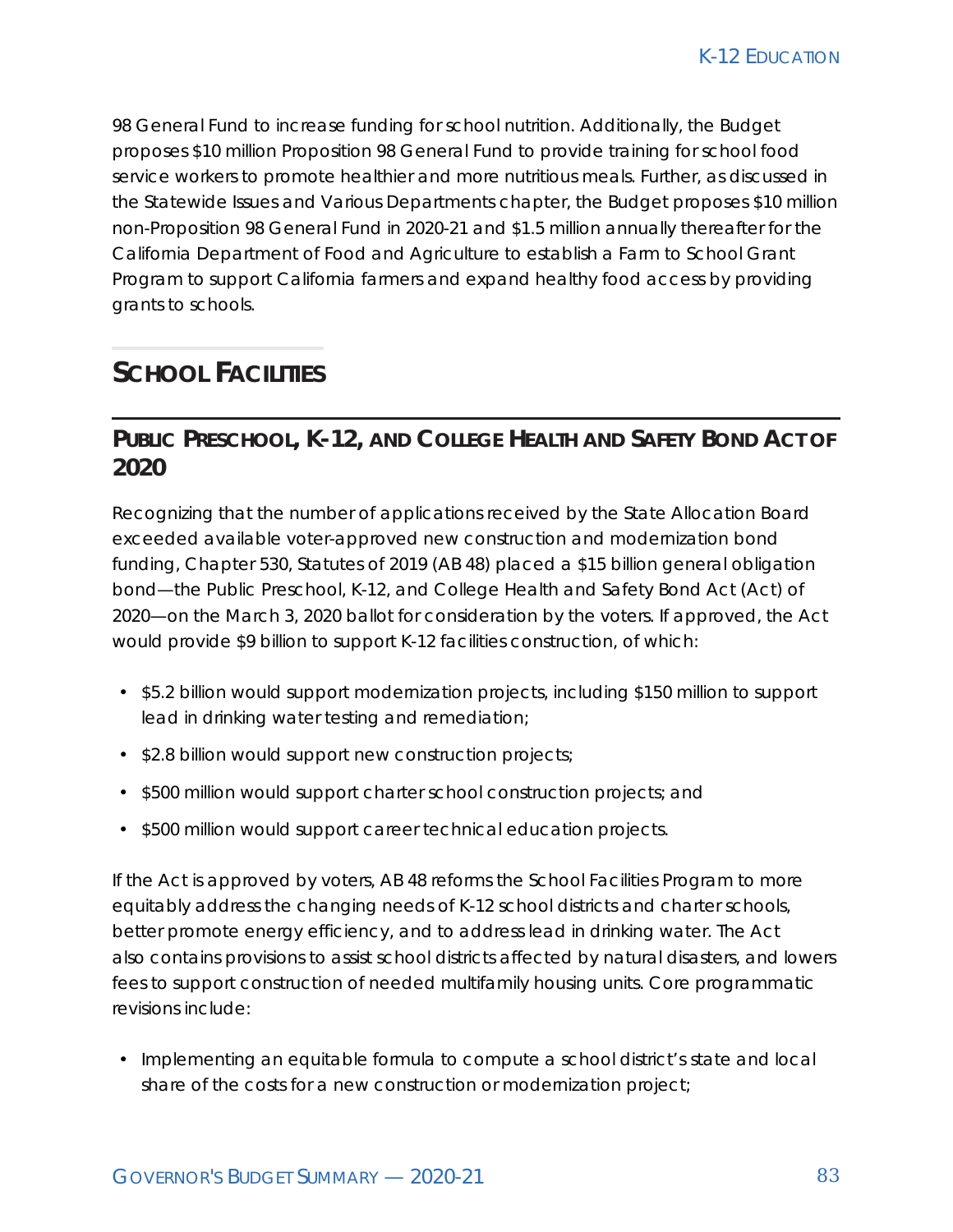98 General Fund to increase funding for school nutrition. Additionally, the Budget proposes $10 million Proposition 98 General Fund to provide training for school food service workers to promote healthier and more nutritious meals. Further, as discussed in the Statewide Issues and Various Departments chapter, the Budget proposes $10 million non-Proposition 98 General Fund in 2020-21 and $1.5 million annually thereafter for the California Department of Food and Agriculture to establish a Farm to School Grant Program to support California farmers and expand healthy food access by providing grants to schools.

## School Facilities

### Public Preschool, K-12, and College Health and Safety Bond Act of 2020

Recognizing that the number of applications received by the State Allocation Board exceeded available voter-approved new construction and modernization bond funding, Chapter 530, Statutes of 2019 (AB 48) placed a $15 billion general obligation bond—the Public Preschool, K-12, and College Health and Safety Bond Act (Act) of 2020—on the March 3, 2020 ballot for consideration by the voters. If approved, the Act would provide $9 billion to support K-12 facilities construction, of which:

- $5.2 billion would support modernization projects, including $150 million to support lead in drinking water testing and remediation;
- $2.8 billion would support new construction projects;
- $500 million would support charter school construction projects; and
- $500 million would support career technical education projects.

If the Act is approved by voters, AB 48 reforms the School Facilities Program to more equitably address the changing needs of K-12 school districts and charter schools, better promote energy efficiency, and to address lead in drinking water. The Act also contains provisions to assist school districts affected by natural disasters, and lowers fees to support construction of needed multifamily housing units. Core programmatic revisions include:

- Implementing an equitable formula to compute a school district's state and local share of the costs for a new construction or modernization project;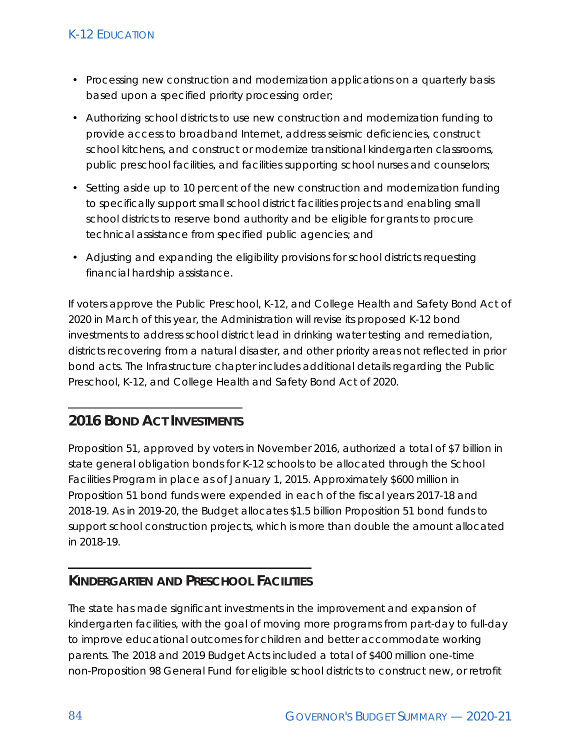- Processing new construction and modernization applications on a quarterly basis based upon a specified priority processing order;
- Authorizing school districts to use new construction and modernization funding to provide access to broadband Internet, address seismic deficiencies, construct school kitchens, and construct or modernize transitional kindergarten classrooms, public preschool facilities, and facilities supporting school nurses and counselors;
- Setting aside up to 10 percent of the new construction and modernization funding to specifically support small school district facilities projects and enabling small school districts to reserve bond authority and be eligible for grants to procure technical assistance from specified public agencies; and
- Adjusting and expanding the eligibility provisions for school districts requesting financial hardship assistance.

If voters approve the Public Preschool, K-12, and College Health and Safety Bond Act of 2020 in March of this year, the Administration will revise its proposed K-12 bond investments to address school district lead in drinking water testing and remediation, districts recovering from a natural disaster, and other priority areas not reflected in prior bond acts. The Infrastructure chapter includes additional details regarding the Public Preschool, K-12, and College Health and Safety Bond Act of 2020.

## 2016 Bond Act Investments

Proposition 51, approved by voters in November 2016, authorized a total of $7 billion in state general obligation bonds for K-12 schools to be allocated through the School Facilities Program in place as of January 1, 2015. Approximately $600 million in Proposition 51 bond funds were expended in each of the fiscal years 2017-18 and 2018-19. As in 2019-20, the Budget allocates $1.5 billion Proposition 51 bond funds to support school construction projects, which is more than double the amount allocated in 2018-19.

## Kindergarten and Preschool Facilities

The state has made significant investments in the improvement and expansion of kindergarten facilities, with the goal of moving more programs from part-day to full-day to improve educational outcomes for children and better accommodate working parents. The 2018 and 2019 Budget Acts included a total of $400 million one-time non-Proposition 98 General Fund for eligible school districts to construct new, or retrofit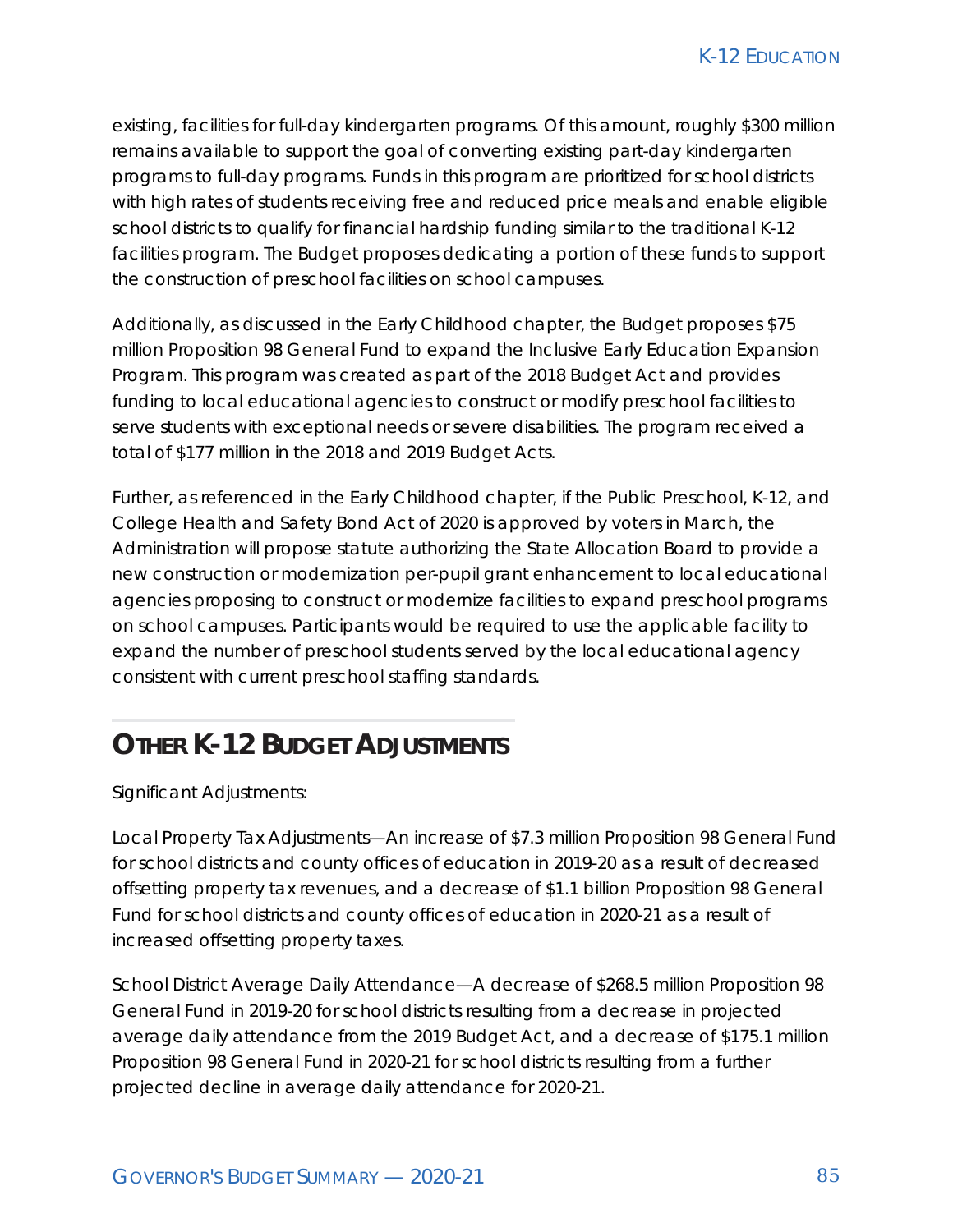existing, facilities for full-day kindergarten programs. Of this amount, roughly $300 million remains available to support the goal of converting existing part-day kindergarten programs to full-day programs. Funds in this program are prioritized for school districts with high rates of students receiving free and reduced price meals and enable eligible school districts to qualify for financial hardship funding similar to the traditional K-12 facilities program. The Budget proposes dedicating a portion of these funds to support the construction of preschool facilities on school campuses.

Additionally, as discussed in the Early Childhood chapter, the Budget proposes $75 million Proposition 98 General Fund to expand the Inclusive Early Education Expansion Program. This program was created as part of the 2018 Budget Act and provides funding to local educational agencies to construct or modify preschool facilities to serve students with exceptional needs or severe disabilities. The program received a total of $177 million in the 2018 and 2019 Budget Acts.

Further, as referenced in the Early Childhood chapter, if the Public Preschool, K-12, and College Health and Safety Bond Act of 2020 is approved by voters in March, the Administration will propose statute authorizing the State Allocation Board to provide a new construction or modernization per-pupil grant enhancement to local educational agencies proposing to construct or modernize facilities to expand preschool programs on school campuses. Participants would be required to use the applicable facility to expand the number of preschool students served by the local educational agency consistent with current preschool staffing standards.

## Other K-12 Budget Adjustments

Significant Adjustments:

Local Property Tax Adjustments—An increase of $7.3 million Proposition 98 General Fund for school districts and county offices of education in 2019-20 as a result of decreased offsetting property tax revenues, and a decrease of $1.1 billion Proposition 98 General Fund for school districts and county offices of education in 2020-21 as a result of increased offsetting property taxes.

School District Average Daily Attendance—A decrease of $268.5 million Proposition 98 General Fund in 2019-20 for school districts resulting from a decrease in projected average daily attendance from the 2019 Budget Act, and a decrease of $175.1 million Proposition 98 General Fund in 2020-21 for school districts resulting from a further projected decline in average daily attendance for 2020-21.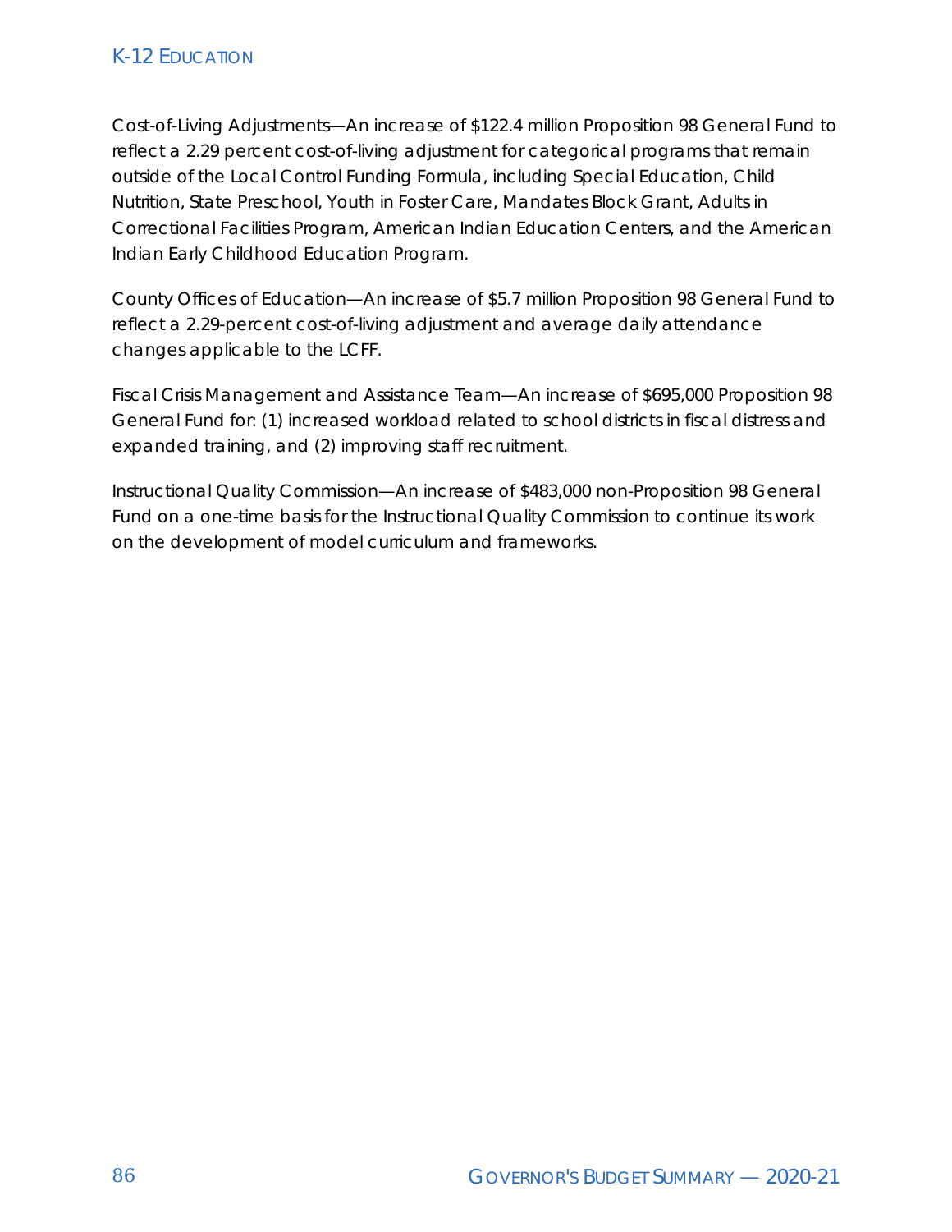Cost-of-Living Adjustments—An increase of $122.4 million Proposition 98 General Fund to reflect a 2.29 percent cost-of-living adjustment for categorical programs that remain outside of the Local Control Funding Formula, including Special Education, Child Nutrition, State Preschool, Youth in Foster Care, Mandates Block Grant, Adults in Correctional Facilities Program, American Indian Education Centers, and the American Indian Early Childhood Education Program.

County Offices of Education—An increase of $5.7 million Proposition 98 General Fund to reflect a 2.29-percent cost-of-living adjustment and average daily attendance changes applicable to the LCFF.

Fiscal Crisis Management and Assistance Team—An increase of $695,000 Proposition 98 General Fund for: (1) increased workload related to school districts in fiscal distress and expanded training, and (2) improving staff recruitment.

Instructional Quality Commission—An increase of $483,000 non-Proposition 98 General Fund on a one-time basis for the Instructional Quality Commission to continue its work on the development of model curriculum and frameworks.